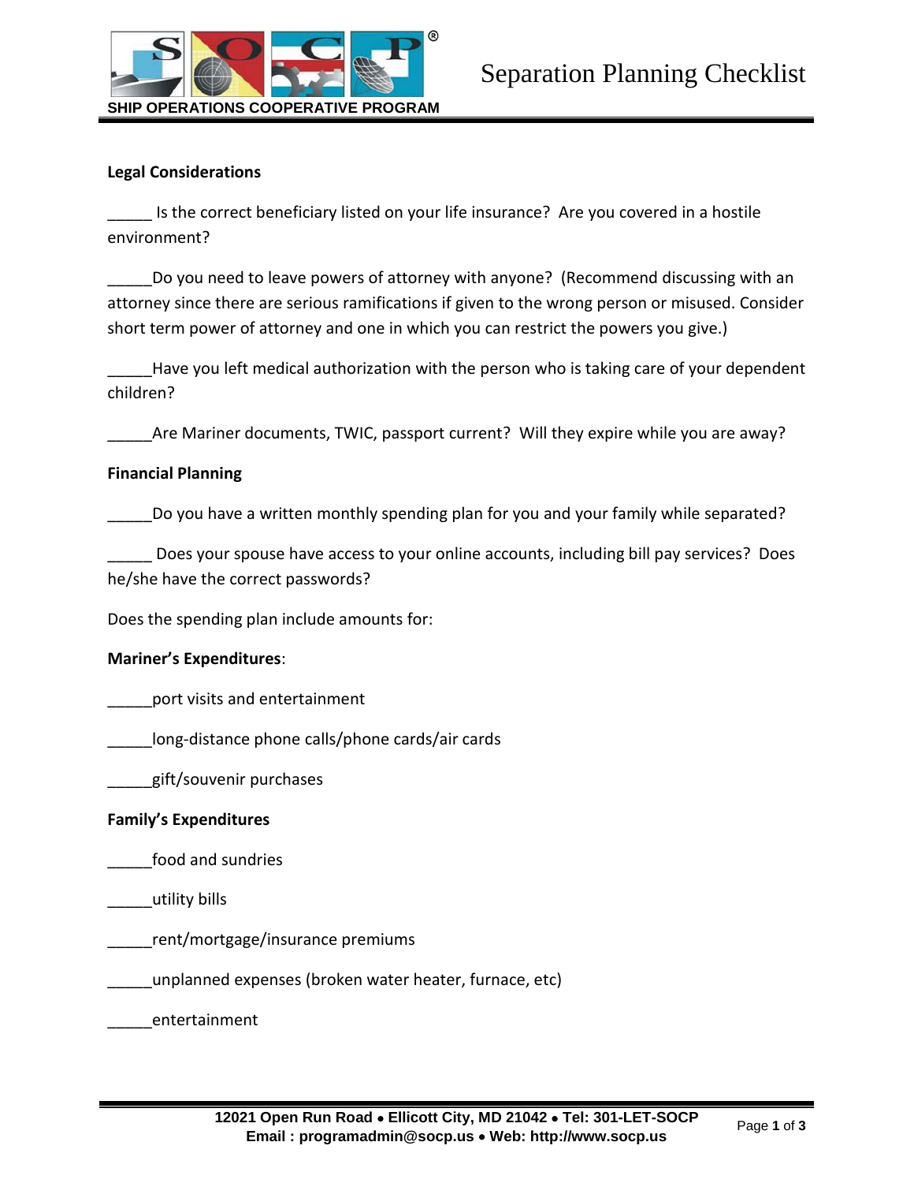# Separation Planning Checklist

SHIP OPERATIONS COOPERATIVE PROGRAM

**Legal Considerations**

_____ Is the correct beneficiary listed on your life insurance? Are you covered in a hostile environment?

_____Do you need to leave powers of attorney with anyone? (Recommend discussing with an attorney since there are serious ramifications if given to the wrong person or misused. Consider short term power of attorney and one in which you can restrict the powers you give.)

_____Have you left medical authorization with the person who is taking care of your dependent children?

_____Are Mariner documents, TWIC, passport current? Will they expire while you are away?

**Financial Planning**

_____Do you have a written monthly spending plan for you and your family while separated?

_____ Does your spouse have access to your online accounts, including bill pay services? Does he/she have the correct passwords?

Does the spending plan include amounts for:

**Mariner's Expenditures**:

_____port visits and entertainment

_____long-distance phone calls/phone cards/air cards

_____gift/souvenir purchases

**Family's Expenditures**

_____food and sundries

_____utility bills

_____rent/mortgage/insurance premiums

_____unplanned expenses (broken water heater, furnace, etc)

_____entertainment

12021 Open Run Road • Ellicott City, MD 21042 • Tel: 301-LET-SOCP
Email : programadmin@socp.us • Web: http://www.socp.us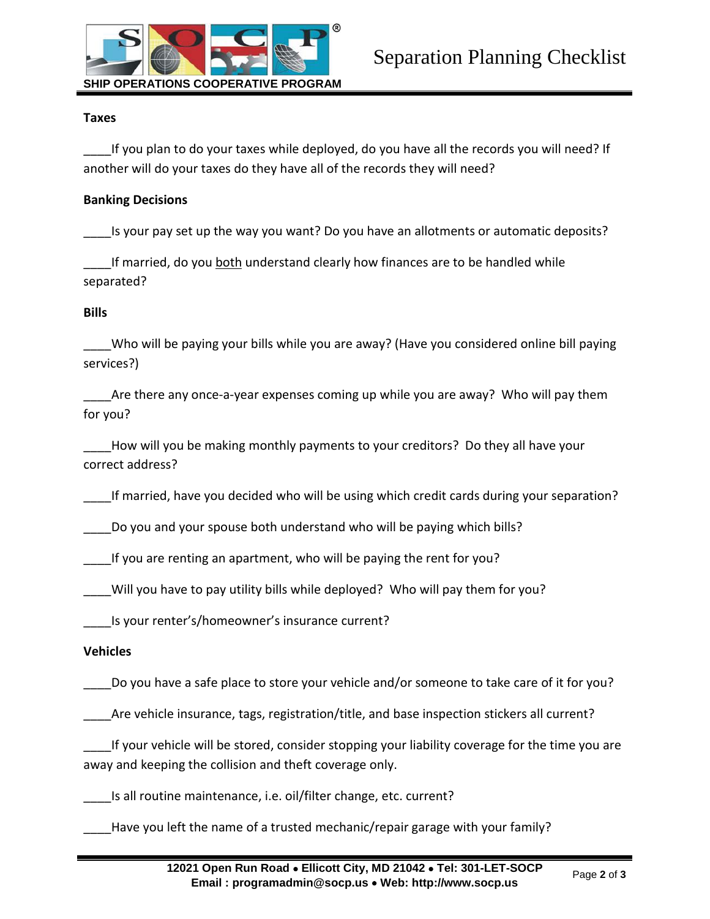**Taxes**

____If you plan to do your taxes while deployed, do you have all the records you will need? If another will do your taxes do they have all of the records they will need?

**Banking Decisions**

____Is your pay set up the way you want? Do you have an allotments or automatic deposits?

____If married, do you both understand clearly how finances are to be handled while separated?

**Bills**

____Who will be paying your bills while you are away? (Have you considered online bill paying services?)

____Are there any once-a-year expenses coming up while you are away? Who will pay them for you?

____How will you be making monthly payments to your creditors? Do they all have your correct address?

____If married, have you decided who will be using which credit cards during your separation?

____Do you and your spouse both understand who will be paying which bills?

____If you are renting an apartment, who will be paying the rent for you?

____Will you have to pay utility bills while deployed? Who will pay them for you?

____Is your renter's/homeowner's insurance current?

**Vehicles**

____Do you have a safe place to store your vehicle and/or someone to take care of it for you?

____Are vehicle insurance, tags, registration/title, and base inspection stickers all current?

____If your vehicle will be stored, consider stopping your liability coverage for the time you are away and keeping the collision and theft coverage only.

____Is all routine maintenance, i.e. oil/filter change, etc. current?

____Have you left the name of a trusted mechanic/repair garage with your family?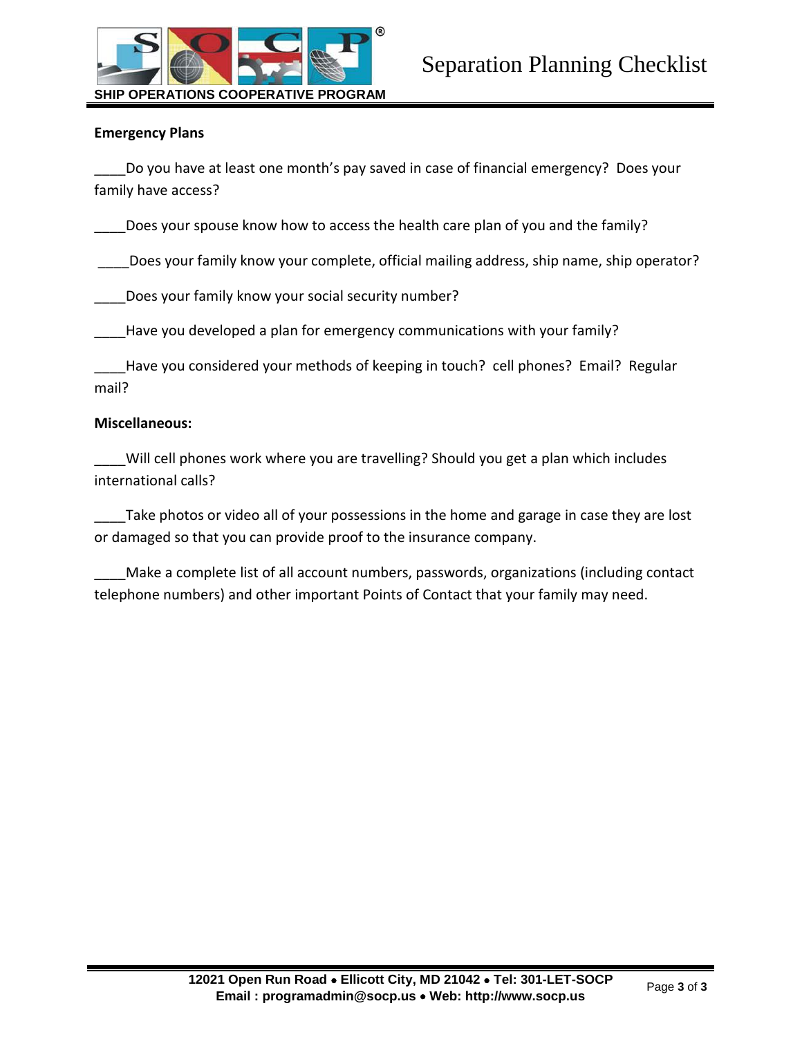## Emergency Plans

____Do you have at least one month's pay saved in case of financial emergency? Does your family have access?

____Does your spouse know how to access the health care plan of you and the family?

____Does your family know your complete, official mailing address, ship name, ship operator?

____Does your family know your social security number?

____Have you developed a plan for emergency communications with your family?

____Have you considered your methods of keeping in touch? cell phones? Email? Regular mail?

## Miscellaneous:

____Will cell phones work where you are travelling? Should you get a plan which includes international calls?

____Take photos or video all of your possessions in the home and garage in case they are lost or damaged so that you can provide proof to the insurance company.

____Make a complete list of all account numbers, passwords, organizations (including contact telephone numbers) and other important Points of Contact that your family may need.